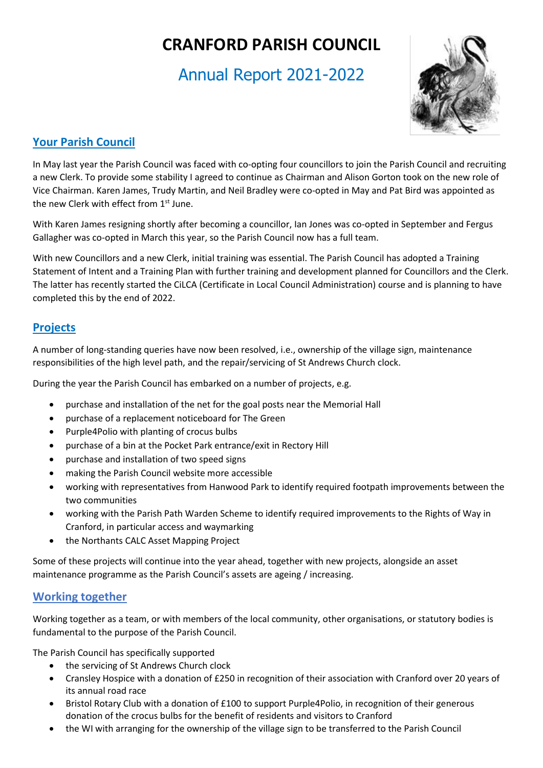# CRANFORD PARISH COUNCIL

## Annual Report 2021-2022

## Your Parish Council

In May last year the Parish Council was faced with co-opting four councillors to join the Parish Council and recruiting a new Clerk. To provide some stability I agreed to continue as Chairman and Alison Gorton took on the new role of Vice Chairman. Karen James, Trudy Martin, and Neil Bradley were co-opted in May and Pat Bird was appointed as the new Clerk with effect from 1st June.

With Karen James resigning shortly after becoming a councillor, Ian Jones was co-opted in September and Fergus Gallagher was co-opted in March this year, so the Parish Council now has a full team.

With new Councillors and a new Clerk, initial training was essential. The Parish Council has adopted a Training Statement of Intent and a Training Plan with further training and development planned for Councillors and the Clerk. The latter has recently started the CiLCA (Certificate in Local Council Administration) course and is planning to have completed this by the end of 2022.

## Projects

A number of long-standing queries have now been resolved, i.e., ownership of the village sign, maintenance responsibilities of the high level path, and the repair/servicing of St Andrews Church clock.

During the year the Parish Council has embarked on a number of projects, e.g.

- purchase and installation of the net for the goal posts near the Memorial Hall
- purchase of a replacement noticeboard for The Green
- Purple4Polio with planting of crocus bulbs
- purchase of a bin at the Pocket Park entrance/exit in Rectory Hill
- purchase and installation of two speed signs
- making the Parish Council website more accessible
- working with representatives from Hanwood Park to identify required footpath improvements between the two communities
- working with the Parish Path Warden Scheme to identify required improvements to the Rights of Way in Cranford, in particular access and waymarking
- the Northants CALC Asset Mapping Project

Some of these projects will continue into the year ahead, together with new projects, alongside an asset maintenance programme as the Parish Council's assets are ageing / increasing.

## Working together

Working together as a team, or with members of the local community, other organisations, or statutory bodies is fundamental to the purpose of the Parish Council.

The Parish Council has specifically supported

- the servicing of St Andrews Church clock
- Cransley Hospice with a donation of £250 in recognition of their association with Cranford over 20 years of its annual road race
- Bristol Rotary Club with a donation of £100 to support Purple4Polio, in recognition of their generous donation of the crocus bulbs for the benefit of residents and visitors to Cranford
- the WI with arranging for the ownership of the village sign to be transferred to the Parish Council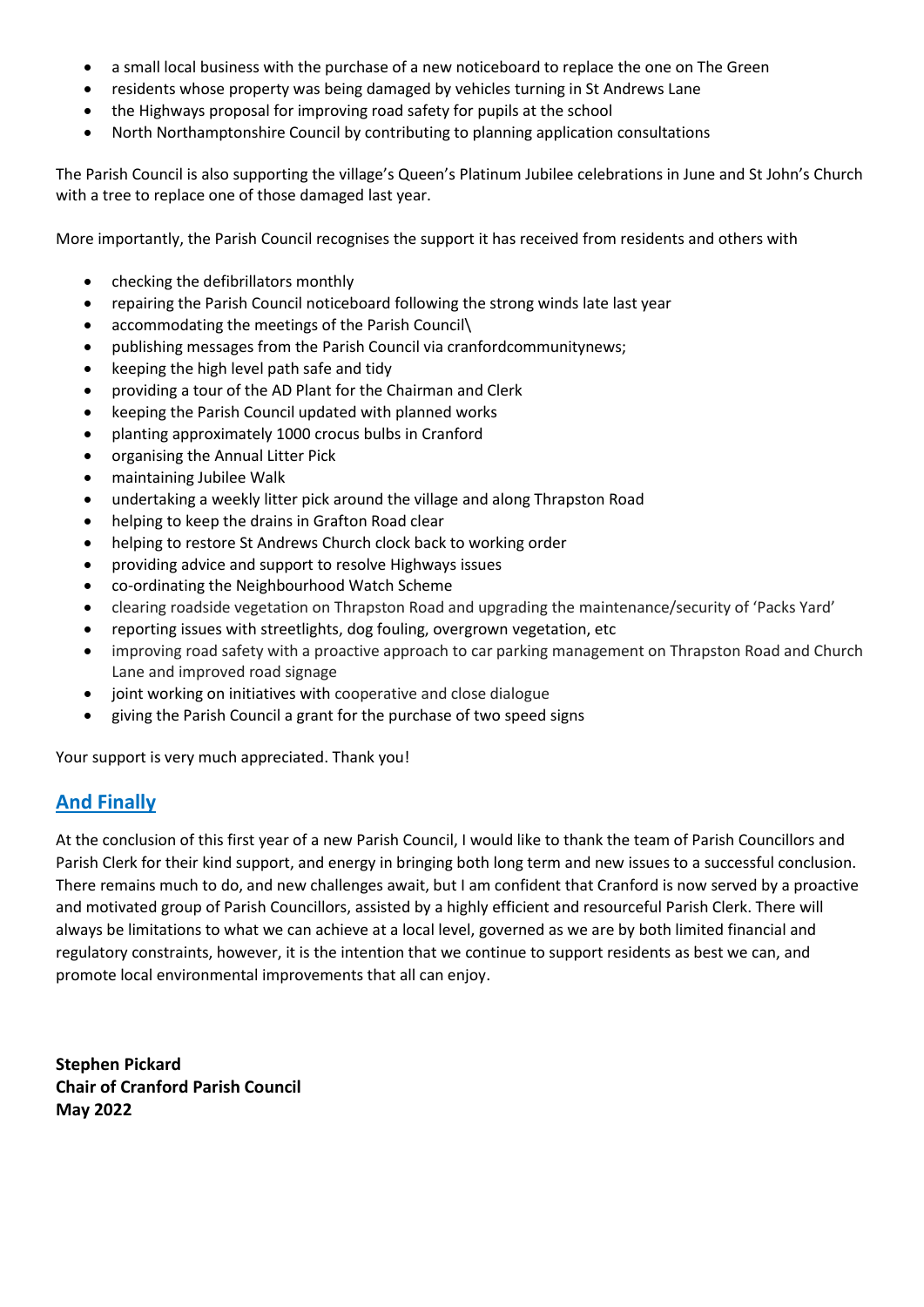- a small local business with the purchase of a new noticeboard to replace the one on The Green
- residents whose property was being damaged by vehicles turning in St Andrews Lane
- the Highways proposal for improving road safety for pupils at the school
- North Northamptonshire Council by contributing to planning application consultations

The Parish Council is also supporting the village's Queen's Platinum Jubilee celebrations in June and St John's Church with a tree to replace one of those damaged last year.

More importantly, the Parish Council recognises the support it has received from residents and others with

- checking the defibrillators monthly
- repairing the Parish Council noticeboard following the strong winds late last year
- accommodating the meetings of the Parish Council\
- publishing messages from the Parish Council via cranfordcommunitynews;
- keeping the high level path safe and tidy
- providing a tour of the AD Plant for the Chairman and Clerk
- keeping the Parish Council updated with planned works
- planting approximately 1000 crocus bulbs in Cranford
- organising the Annual Litter Pick
- maintaining Jubilee Walk
- undertaking a weekly litter pick around the village and along Thrapston Road
- helping to keep the drains in Grafton Road clear
- helping to restore St Andrews Church clock back to working order
- providing advice and support to resolve Highways issues
- co-ordinating the Neighbourhood Watch Scheme
- clearing roadside vegetation on Thrapston Road and upgrading the maintenance/security of 'Packs Yard'
- reporting issues with streetlights, dog fouling, overgrown vegetation, etc
- improving road safety with a proactive approach to car parking management on Thrapston Road and Church Lane and improved road signage
- joint working on initiatives with cooperative and close dialogue
- giving the Parish Council a grant for the purchase of two speed signs

Your support is very much appreciated. Thank you!

## And Finally

At the conclusion of this first year of a new Parish Council, I would like to thank the team of Parish Councillors and Parish Clerk for their kind support, and energy in bringing both long term and new issues to a successful conclusion. There remains much to do, and new challenges await, but I am confident that Cranford is now served by a proactive and motivated group of Parish Councillors, assisted by a highly efficient and resourceful Parish Clerk. There will always be limitations to what we can achieve at a local level, governed as we are by both limited financial and regulatory constraints, however, it is the intention that we continue to support residents as best we can, and promote local environmental improvements that all can enjoy.

**Stephen Pickard**
**Chair of Cranford Parish Council**
**May 2022**